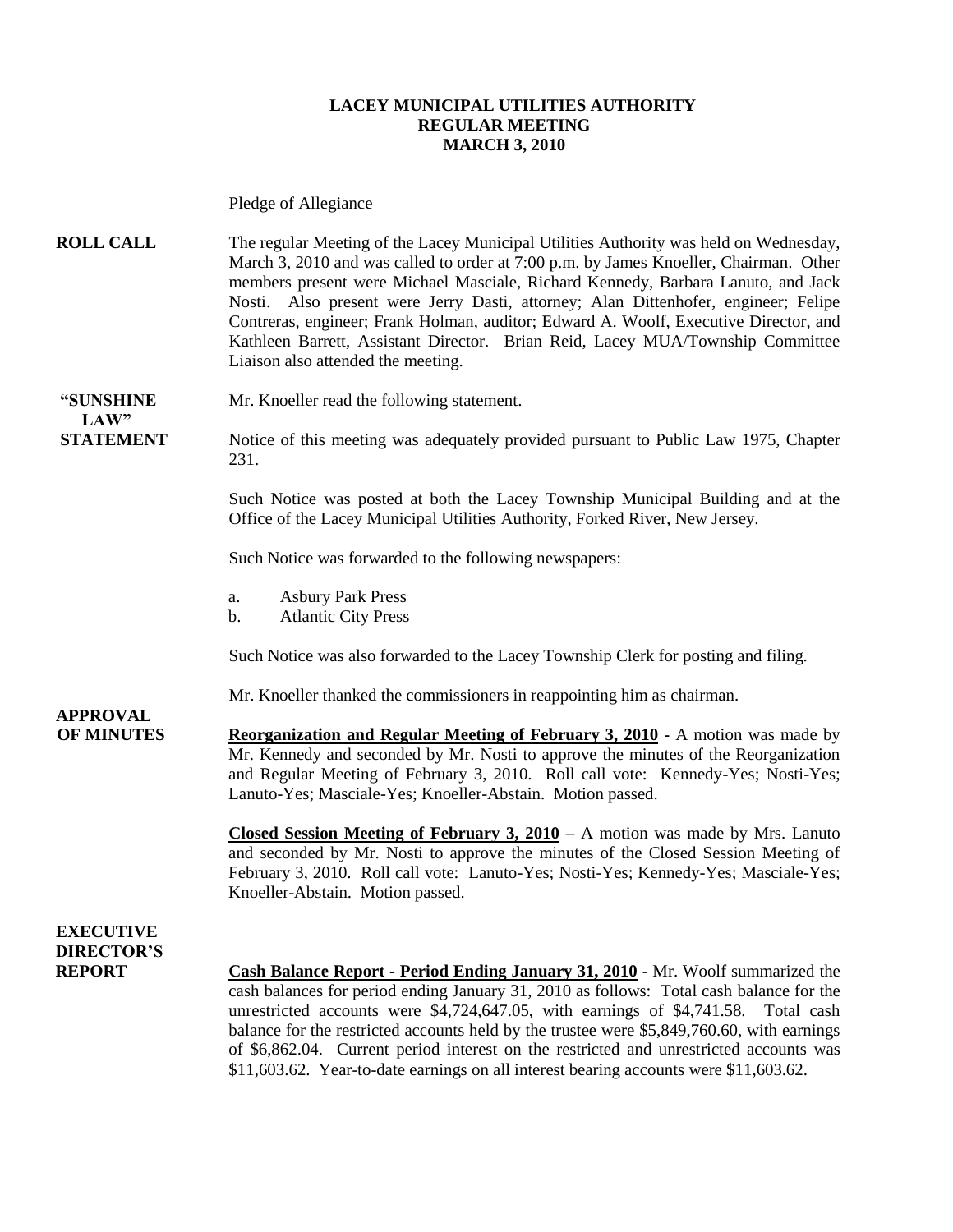**LACEY MUNICIPAL UTILITIES AUTHORITY**
**REGULAR MEETING**
**MARCH 3, 2010**

Pledge of Allegiance

**ROLL CALL** The regular Meeting of the Lacey Municipal Utilities Authority was held on Wednesday, March 3, 2010 and was called to order at 7:00 p.m. by James Knoeller, Chairman. Other members present were Michael Masciale, Richard Kennedy, Barbara Lanuto, and Jack Nosti. Also present were Jerry Dasti, attorney; Alan Dittenhofer, engineer; Felipe Contreras, engineer; Frank Holman, auditor; Edward A. Woolf, Executive Director, and Kathleen Barrett, Assistant Director. Brian Reid, Lacey MUA/Township Committee Liaison also attended the meeting.

**"SUNSHINE LAW" STATEMENT** Mr. Knoeller read the following statement.

Notice of this meeting was adequately provided pursuant to Public Law 1975, Chapter 231.

Such Notice was posted at both the Lacey Township Municipal Building and at the Office of the Lacey Municipal Utilities Authority, Forked River, New Jersey.

Such Notice was forwarded to the following newspapers:

a. Asbury Park Press
b. Atlantic City Press

Such Notice was also forwarded to the Lacey Township Clerk for posting and filing.

Mr. Knoeller thanked the commissioners in reappointing him as chairman.

**APPROVAL OF MINUTES** **Reorganization and Regular Meeting of February 3, 2010** - A motion was made by Mr. Kennedy and seconded by Mr. Nosti to approve the minutes of the Reorganization and Regular Meeting of February 3, 2010. Roll call vote: Kennedy-Yes; Nosti-Yes; Lanuto-Yes; Masciale-Yes; Knoeller-Abstain. Motion passed.

**Closed Session Meeting of February 3, 2010** – A motion was made by Mrs. Lanuto and seconded by Mr. Nosti to approve the minutes of the Closed Session Meeting of February 3, 2010. Roll call vote: Lanuto-Yes; Nosti-Yes; Kennedy-Yes; Masciale-Yes; Knoeller-Abstain. Motion passed.

**EXECUTIVE DIRECTOR'S REPORT** **Cash Balance Report - Period Ending January 31, 2010** - Mr. Woolf summarized the cash balances for period ending January 31, 2010 as follows: Total cash balance for the unrestricted accounts were $4,724,647.05, with earnings of $4,741.58. Total cash balance for the restricted accounts held by the trustee were $5,849,760.60, with earnings of $6,862.04. Current period interest on the restricted and unrestricted accounts was $11,603.62. Year-to-date earnings on all interest bearing accounts were $11,603.62.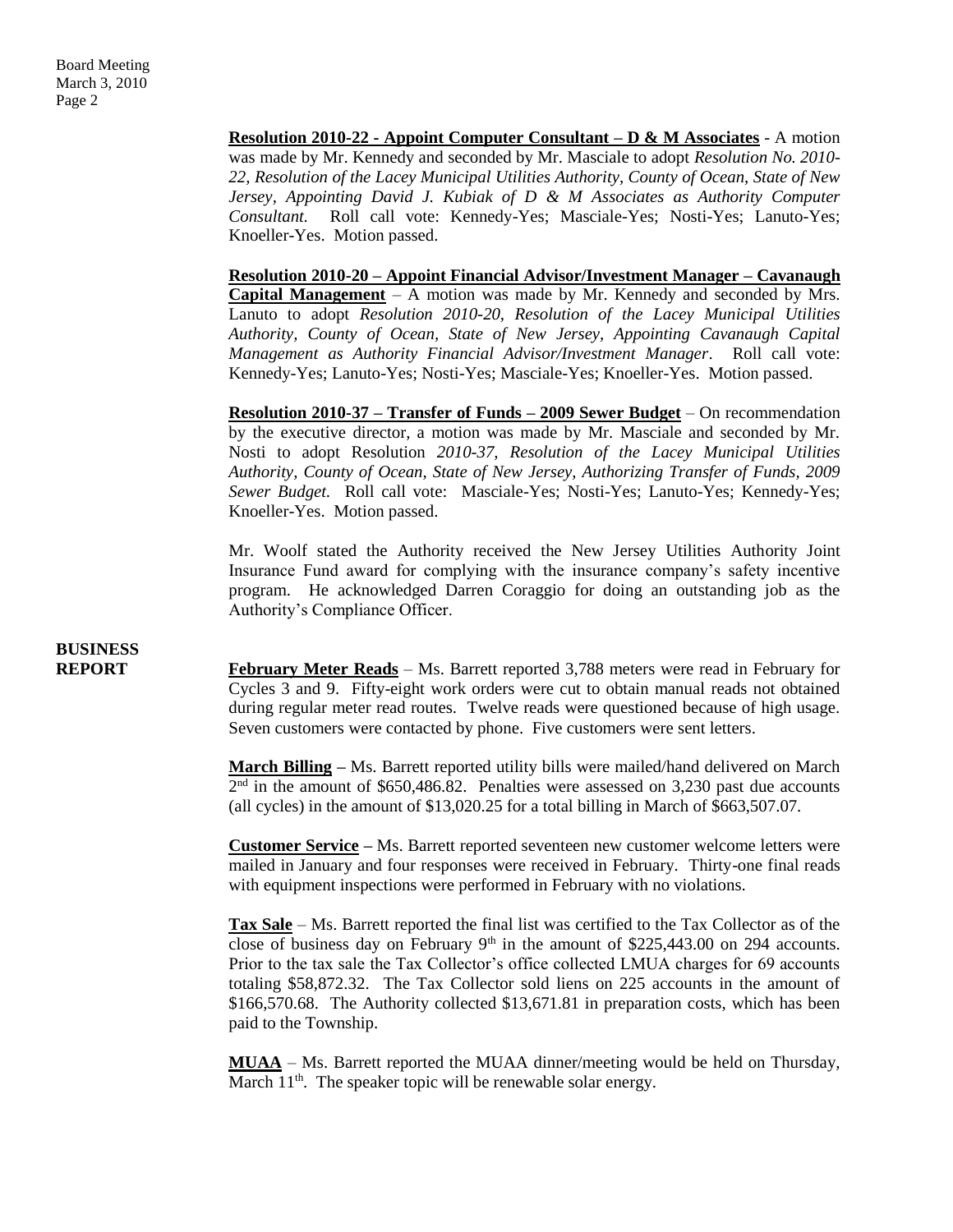**Resolution 2010-22 - Appoint Computer Consultant – D & M Associates** - A motion was made by Mr. Kennedy and seconded by Mr. Masciale to adopt *Resolution No. 2010-22, Resolution of the Lacey Municipal Utilities Authority, County of Ocean, State of New Jersey, Appointing David J. Kubiak of D & M Associates as Authority Computer Consultant.* Roll call vote: Kennedy-Yes; Masciale-Yes; Nosti-Yes; Lanuto-Yes; Knoeller-Yes. Motion passed.

**Resolution 2010-20 – Appoint Financial Advisor/Investment Manager – Cavanaugh Capital Management** – A motion was made by Mr. Kennedy and seconded by Mrs. Lanuto to adopt *Resolution 2010-20, Resolution of the Lacey Municipal Utilities Authority, County of Ocean, State of New Jersey, Appointing Cavanaugh Capital Management as Authority Financial Advisor/Investment Manager*. Roll call vote: Kennedy-Yes; Lanuto-Yes; Nosti-Yes; Masciale-Yes; Knoeller-Yes. Motion passed.

**Resolution 2010-37 – Transfer of Funds – 2009 Sewer Budget** – On recommendation by the executive director, a motion was made by Mr. Masciale and seconded by Mr. Nosti to adopt Resolution *2010-37, Resolution of the Lacey Municipal Utilities Authority, County of Ocean, State of New Jersey, Authorizing Transfer of Funds, 2009 Sewer Budget.* Roll call vote: Masciale-Yes; Nosti-Yes; Lanuto-Yes; Kennedy-Yes; Knoeller-Yes. Motion passed.

Mr. Woolf stated the Authority received the New Jersey Utilities Authority Joint Insurance Fund award for complying with the insurance company's safety incentive program. He acknowledged Darren Coraggio for doing an outstanding job as the Authority's Compliance Officer.

**BUSINESS REPORT**

**February Meter Reads** – Ms. Barrett reported 3,788 meters were read in February for Cycles 3 and 9. Fifty-eight work orders were cut to obtain manual reads not obtained during regular meter read routes. Twelve reads were questioned because of high usage. Seven customers were contacted by phone. Five customers were sent letters.

**March Billing –** Ms. Barrett reported utility bills were mailed/hand delivered on March 2nd in the amount of $650,486.82. Penalties were assessed on 3,230 past due accounts (all cycles) in the amount of $13,020.25 for a total billing in March of $663,507.07.

**Customer Service –** Ms. Barrett reported seventeen new customer welcome letters were mailed in January and four responses were received in February. Thirty-one final reads with equipment inspections were performed in February with no violations.

**Tax Sale** – Ms. Barrett reported the final list was certified to the Tax Collector as of the close of business day on February 9th in the amount of $225,443.00 on 294 accounts. Prior to the tax sale the Tax Collector's office collected LMUA charges for 69 accounts totaling $58,872.32. The Tax Collector sold liens on 225 accounts in the amount of $166,570.68. The Authority collected $13,671.81 in preparation costs, which has been paid to the Township.

**MUAA** – Ms. Barrett reported the MUAA dinner/meeting would be held on Thursday, March 11th. The speaker topic will be renewable solar energy.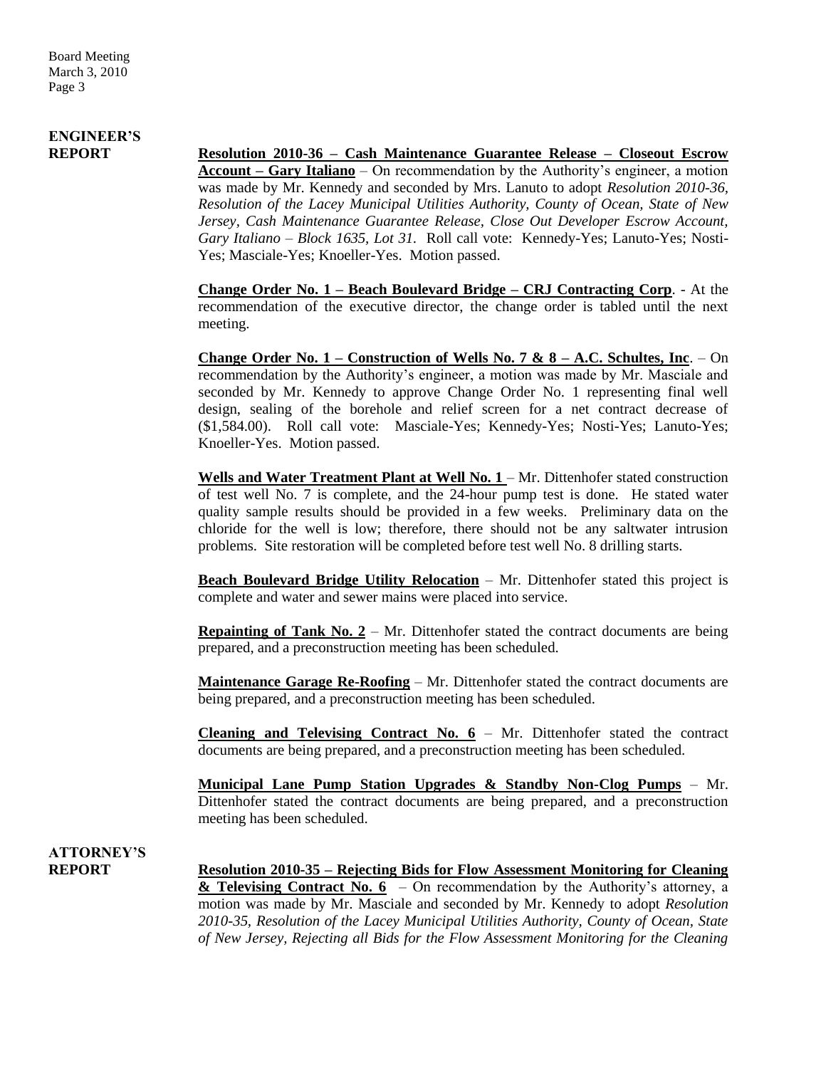## ENGINEER'S REPORT

**Resolution 2010-36 – Cash Maintenance Guarantee Release – Closeout Escrow Account – Gary Italiano** – On recommendation by the Authority's engineer, a motion was made by Mr. Kennedy and seconded by Mrs. Lanuto to adopt *Resolution 2010-36, Resolution of the Lacey Municipal Utilities Authority, County of Ocean, State of New Jersey, Cash Maintenance Guarantee Release, Close Out Developer Escrow Account, Gary Italiano – Block 1635, Lot 31.* Roll call vote: Kennedy-Yes; Lanuto-Yes; Nosti-Yes; Masciale-Yes; Knoeller-Yes. Motion passed.

**Change Order No. 1 – Beach Boulevard Bridge – CRJ Contracting Corp**. - At the recommendation of the executive director, the change order is tabled until the next meeting.

**Change Order No. 1 – Construction of Wells No. 7 & 8 – A.C. Schultes, Inc**. – On recommendation by the Authority's engineer, a motion was made by Mr. Masciale and seconded by Mr. Kennedy to approve Change Order No. 1 representing final well design, sealing of the borehole and relief screen for a net contract decrease of ($1,584.00). Roll call vote: Masciale-Yes; Kennedy-Yes; Nosti-Yes; Lanuto-Yes; Knoeller-Yes. Motion passed.

**Wells and Water Treatment Plant at Well No. 1** – Mr. Dittenhofer stated construction of test well No. 7 is complete, and the 24-hour pump test is done. He stated water quality sample results should be provided in a few weeks. Preliminary data on the chloride for the well is low; therefore, there should not be any saltwater intrusion problems. Site restoration will be completed before test well No. 8 drilling starts.

**Beach Boulevard Bridge Utility Relocation** – Mr. Dittenhofer stated this project is complete and water and sewer mains were placed into service.

**Repainting of Tank No. 2** – Mr. Dittenhofer stated the contract documents are being prepared, and a preconstruction meeting has been scheduled.

**Maintenance Garage Re-Roofing** – Mr. Dittenhofer stated the contract documents are being prepared, and a preconstruction meeting has been scheduled.

**Cleaning and Televising Contract No. 6** – Mr. Dittenhofer stated the contract documents are being prepared, and a preconstruction meeting has been scheduled.

**Municipal Lane Pump Station Upgrades & Standby Non-Clog Pumps** – Mr. Dittenhofer stated the contract documents are being prepared, and a preconstruction meeting has been scheduled.

## ATTORNEY'S REPORT

**Resolution 2010-35 – Rejecting Bids for Flow Assessment Monitoring for Cleaning & Televising Contract No. 6** – On recommendation by the Authority's attorney, a motion was made by Mr. Masciale and seconded by Mr. Kennedy to adopt *Resolution 2010-35, Resolution of the Lacey Municipal Utilities Authority, County of Ocean, State of New Jersey, Rejecting all Bids for the Flow Assessment Monitoring for the Cleaning*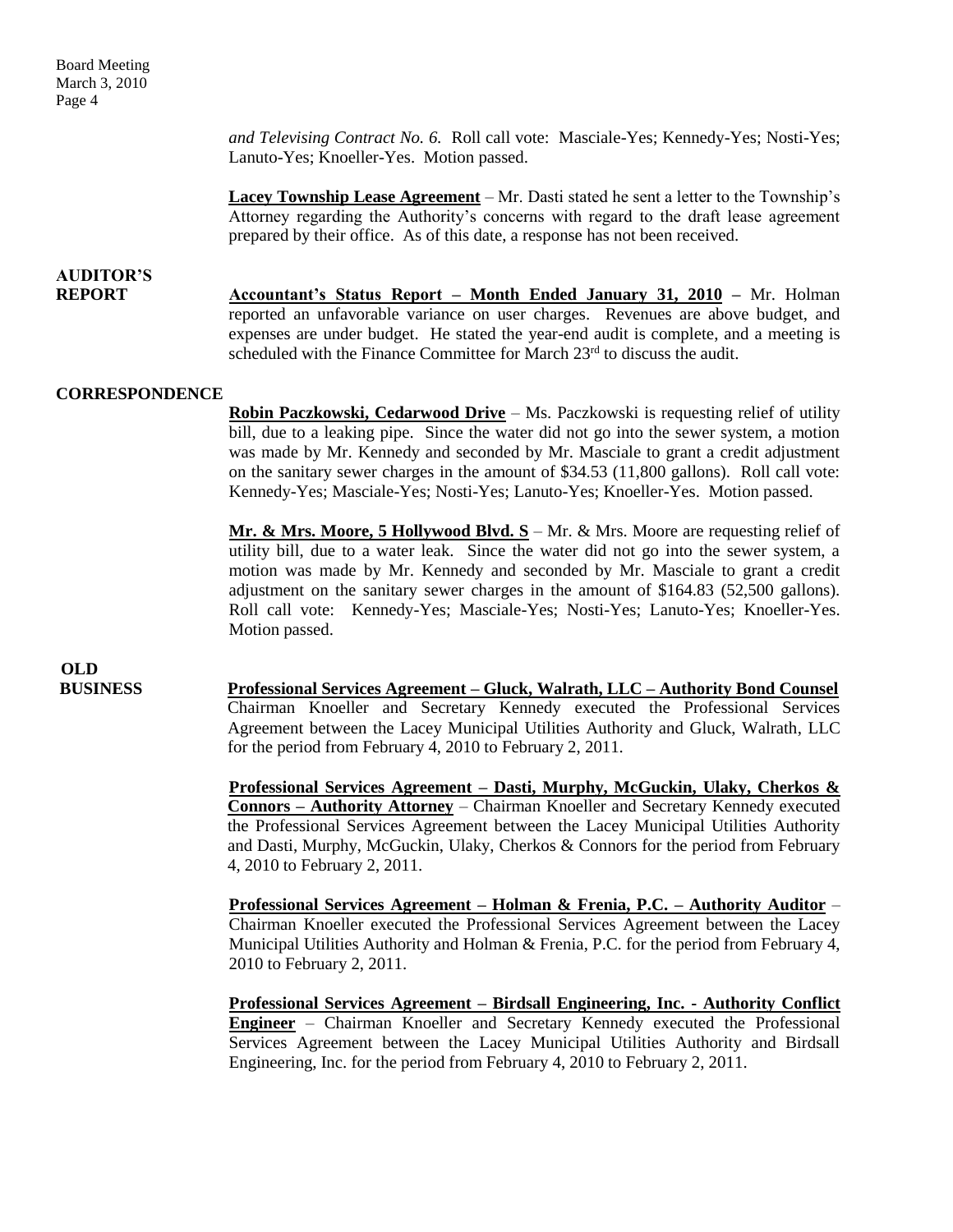*and Televising Contract No. 6.* Roll call vote: Masciale-Yes; Kennedy-Yes; Nosti-Yes; Lanuto-Yes; Knoeller-Yes. Motion passed.

**Lacey Township Lease Agreement** – Mr. Dasti stated he sent a letter to the Township's Attorney regarding the Authority's concerns with regard to the draft lease agreement prepared by their office. As of this date, a response has not been received.

**AUDITOR'S REPORT**

**Accountant's Status Report – Month Ended January 31, 2010** – Mr. Holman reported an unfavorable variance on user charges. Revenues are above budget, and expenses are under budget. He stated the year-end audit is complete, and a meeting is scheduled with the Finance Committee for March 23rd to discuss the audit.

**CORRESPONDENCE**

**Robin Paczkowski, Cedarwood Drive** – Ms. Paczkowski is requesting relief of utility bill, due to a leaking pipe. Since the water did not go into the sewer system, a motion was made by Mr. Kennedy and seconded by Mr. Masciale to grant a credit adjustment on the sanitary sewer charges in the amount of $34.53 (11,800 gallons). Roll call vote: Kennedy-Yes; Masciale-Yes; Nosti-Yes; Lanuto-Yes; Knoeller-Yes. Motion passed.

**Mr. & Mrs. Moore, 5 Hollywood Blvd. S** – Mr. & Mrs. Moore are requesting relief of utility bill, due to a water leak. Since the water did not go into the sewer system, a motion was made by Mr. Kennedy and seconded by Mr. Masciale to grant a credit adjustment on the sanitary sewer charges in the amount of $164.83 (52,500 gallons). Roll call vote: Kennedy-Yes; Masciale-Yes; Nosti-Yes; Lanuto-Yes; Knoeller-Yes. Motion passed.

**OLD BUSINESS**

**Professional Services Agreement – Gluck, Walrath, LLC – Authority Bond Counsel** Chairman Knoeller and Secretary Kennedy executed the Professional Services Agreement between the Lacey Municipal Utilities Authority and Gluck, Walrath, LLC for the period from February 4, 2010 to February 2, 2011.

**Professional Services Agreement – Dasti, Murphy, McGuckin, Ulaky, Cherkos & Connors – Authority Attorney** – Chairman Knoeller and Secretary Kennedy executed the Professional Services Agreement between the Lacey Municipal Utilities Authority and Dasti, Murphy, McGuckin, Ulaky, Cherkos & Connors for the period from February 4, 2010 to February 2, 2011.

**Professional Services Agreement – Holman & Frenia, P.C. – Authority Auditor** – Chairman Knoeller executed the Professional Services Agreement between the Lacey Municipal Utilities Authority and Holman & Frenia, P.C. for the period from February 4, 2010 to February 2, 2011.

**Professional Services Agreement – Birdsall Engineering, Inc. - Authority Conflict Engineer** – Chairman Knoeller and Secretary Kennedy executed the Professional Services Agreement between the Lacey Municipal Utilities Authority and Birdsall Engineering, Inc. for the period from February 4, 2010 to February 2, 2011.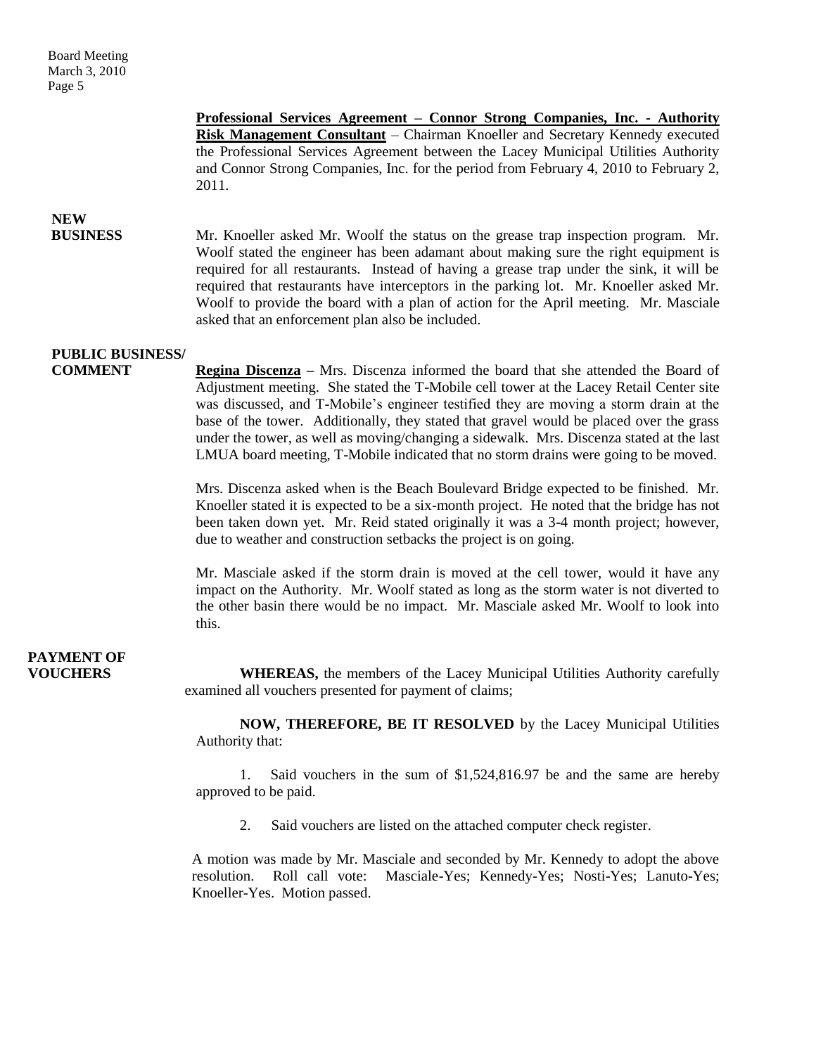**Professional Services Agreement – Connor Strong Companies, Inc. - Authority Risk Management Consultant** – Chairman Knoeller and Secretary Kennedy executed the Professional Services Agreement between the Lacey Municipal Utilities Authority and Connor Strong Companies, Inc. for the period from February 4, 2010 to February 2, 2011.

**NEW BUSINESS**

Mr. Knoeller asked Mr. Woolf the status on the grease trap inspection program. Mr. Woolf stated the engineer has been adamant about making sure the right equipment is required for all restaurants. Instead of having a grease trap under the sink, it will be required that restaurants have interceptors in the parking lot. Mr. Knoeller asked Mr. Woolf to provide the board with a plan of action for the April meeting. Mr. Masciale asked that an enforcement plan also be included.

**PUBLIC BUSINESS/ COMMENT**

**Regina Discenza** – Mrs. Discenza informed the board that she attended the Board of Adjustment meeting. She stated the T-Mobile cell tower at the Lacey Retail Center site was discussed, and T-Mobile's engineer testified they are moving a storm drain at the base of the tower. Additionally, they stated that gravel would be placed over the grass under the tower, as well as moving/changing a sidewalk. Mrs. Discenza stated at the last LMUA board meeting, T-Mobile indicated that no storm drains were going to be moved.

Mrs. Discenza asked when is the Beach Boulevard Bridge expected to be finished. Mr. Knoeller stated it is expected to be a six-month project. He noted that the bridge has not been taken down yet. Mr. Reid stated originally it was a 3-4 month project; however, due to weather and construction setbacks the project is on going.

Mr. Masciale asked if the storm drain is moved at the cell tower, would it have any impact on the Authority. Mr. Woolf stated as long as the storm water is not diverted to the other basin there would be no impact. Mr. Masciale asked Mr. Woolf to look into this.

**PAYMENT OF VOUCHERS**

**WHEREAS,** the members of the Lacey Municipal Utilities Authority carefully examined all vouchers presented for payment of claims;

**NOW, THEREFORE, BE IT RESOLVED** by the Lacey Municipal Utilities Authority that:

1. Said vouchers in the sum of $1,524,816.97 be and the same are hereby approved to be paid.

2. Said vouchers are listed on the attached computer check register.

A motion was made by Mr. Masciale and seconded by Mr. Kennedy to adopt the above resolution. Roll call vote: Masciale-Yes; Kennedy-Yes; Nosti-Yes; Lanuto-Yes; Knoeller-Yes. Motion passed.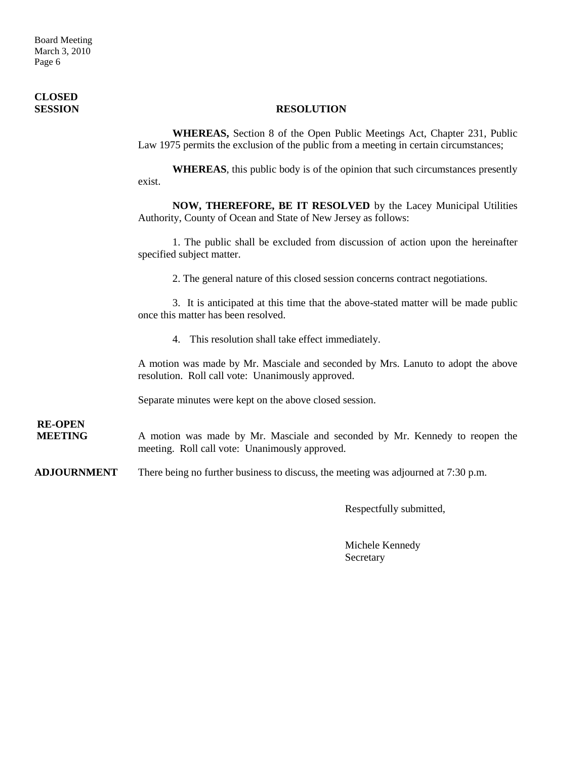**CLOSED SESSION**

**RESOLUTION**

**WHEREAS,** Section 8 of the Open Public Meetings Act, Chapter 231, Public Law 1975 permits the exclusion of the public from a meeting in certain circumstances;

**WHEREAS**, this public body is of the opinion that such circumstances presently exist.

**NOW, THEREFORE, BE IT RESOLVED** by the Lacey Municipal Utilities Authority, County of Ocean and State of New Jersey as follows:

1. The public shall be excluded from discussion of action upon the hereinafter specified subject matter.

2. The general nature of this closed session concerns contract negotiations.

3. It is anticipated at this time that the above-stated matter will be made public once this matter has been resolved.

4. This resolution shall take effect immediately.

A motion was made by Mr. Masciale and seconded by Mrs. Lanuto to adopt the above resolution. Roll call vote: Unanimously approved.

Separate minutes were kept on the above closed session.

**RE-OPEN MEETING** A motion was made by Mr. Masciale and seconded by Mr. Kennedy to reopen the meeting. Roll call vote: Unanimously approved.

**ADJOURNMENT** There being no further business to discuss, the meeting was adjourned at 7:30 p.m.

Respectfully submitted,

Michele Kennedy
Secretary